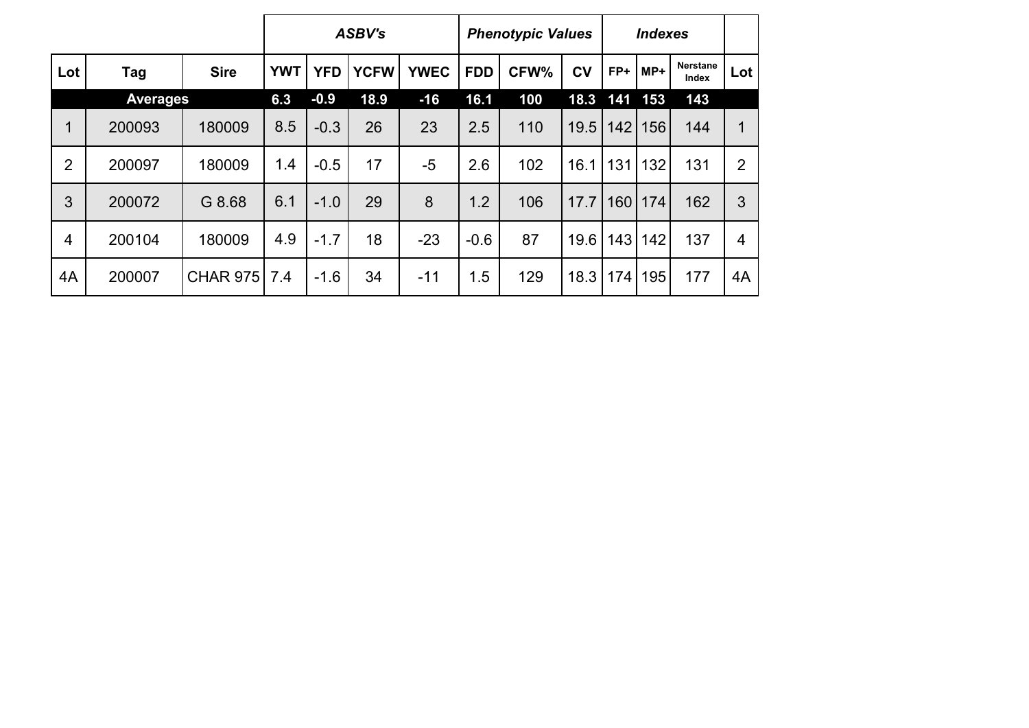| | | | *ASBV's* | | | | *Phenotypic Values* | | | *Indexes* | | | |
|---|---|---|---|---|---|---|---|---|---|---|---|---|---|
| **Lot** | **Tag** | **Sire** | **YWT** | **YFD** | **YCFW** | **YWEC** | **FDD** | **CFW%** | **CV** | **FP+** | **MP+** | **Nerstane Index** | **Lot** |
| | **Averages** | | **6.3** | **-0.9** | **18.9** | **-16** | **16.1** | **100** | **18.3** | **141** | **153** | **143** | |
| 1 | 200093 | 180009 | 8.5 | -0.3 | 26 | 23 | 2.5 | 110 | 19.5 | 142 | 156 | 144 | 1 |
| 2 | 200097 | 180009 | 1.4 | -0.5 | 17 | -5 | 2.6 | 102 | 16.1 | 131 | 132 | 131 | 2 |
| 3 | 200072 | G 8.68 | 6.1 | -1.0 | 29 | 8 | 1.2 | 106 | 17.7 | 160 | 174 | 162 | 3 |
| 4 | 200104 | 180009 | 4.9 | -1.7 | 18 | -23 | -0.6 | 87 | 19.6 | 143 | 142 | 137 | 4 |
| 4A | 200007 | CHAR 975 | 7.4 | -1.6 | 34 | -11 | 1.5 | 129 | 18.3 | 174 | 195 | 177 | 4A |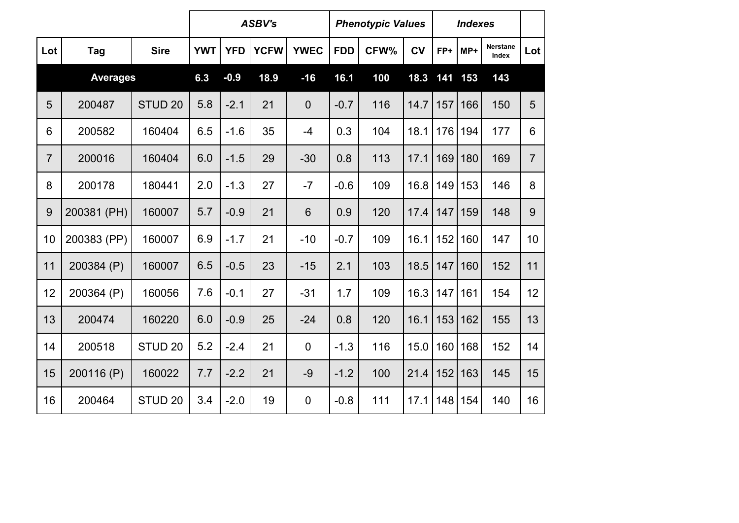| | | | ASBV's | | | | Phenotypic Values | | | Indexes | | | |
|---|---|---|---|---|---|---|---|---|---|---|---|---|---|
| **Lot** | **Tag** | **Sire** | **YWT** | **YFD** | **YCFW** | **YWEC** | **FDD** | **CFW%** | **CV** | **FP+** | **MP+** | **Nerstane Index** | **Lot** |
| **Averages** | | | **6.3** | **-0.9** | **18.9** | **-16** | **16.1** | **100** | **18.3** | **141** | **153** | **143** | |
| 5 | 200487 | STUD 20 | 5.8 | -2.1 | 21 | 0 | -0.7 | 116 | 14.7 | 157 | 166 | 150 | 5 |
| 6 | 200582 | 160404 | 6.5 | -1.6 | 35 | -4 | 0.3 | 104 | 18.1 | 176 | 194 | 177 | 6 |
| 7 | 200016 | 160404 | 6.0 | -1.5 | 29 | -30 | 0.8 | 113 | 17.1 | 169 | 180 | 169 | 7 |
| 8 | 200178 | 180441 | 2.0 | -1.3 | 27 | -7 | -0.6 | 109 | 16.8 | 149 | 153 | 146 | 8 |
| 9 | 200381 (PH) | 160007 | 5.7 | -0.9 | 21 | 6 | 0.9 | 120 | 17.4 | 147 | 159 | 148 | 9 |
| 10 | 200383 (PP) | 160007 | 6.9 | -1.7 | 21 | -10 | -0.7 | 109 | 16.1 | 152 | 160 | 147 | 10 |
| 11 | 200384 (P) | 160007 | 6.5 | -0.5 | 23 | -15 | 2.1 | 103 | 18.5 | 147 | 160 | 152 | 11 |
| 12 | 200364 (P) | 160056 | 7.6 | -0.1 | 27 | -31 | 1.7 | 109 | 16.3 | 147 | 161 | 154 | 12 |
| 13 | 200474 | 160220 | 6.0 | -0.9 | 25 | -24 | 0.8 | 120 | 16.1 | 153 | 162 | 155 | 13 |
| 14 | 200518 | STUD 20 | 5.2 | -2.4 | 21 | 0 | -1.3 | 116 | 15.0 | 160 | 168 | 152 | 14 |
| 15 | 200116 (P) | 160022 | 7.7 | -2.2 | 21 | -9 | -1.2 | 100 | 21.4 | 152 | 163 | 145 | 15 |
| 16 | 200464 | STUD 20 | 3.4 | -2.0 | 19 | 0 | -0.8 | 111 | 17.1 | 148 | 154 | 140 | 16 |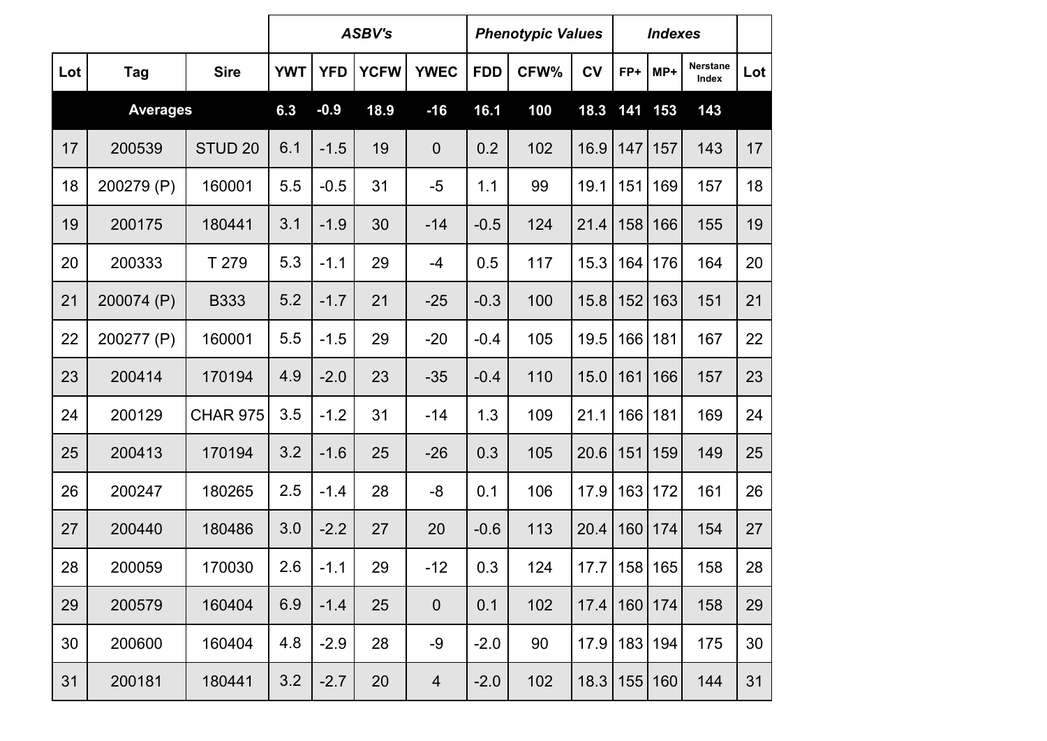| | | | ASBV's | | | | Phenotypic Values | | | Indexes | | | |
|---|---|---|---|---|---|---|---|---|---|---|---|---|---|
| Lot | Tag | Sire | YWT | YFD | YCFW | YWEC | FDD | CFW% | CV | FP+ | MP+ | Nerstane Index | Lot |
| **Averages** | | | **6.3** | **-0.9** | **18.9** | **-16** | **16.1** | **100** | **18.3** | **141** | **153** | **143** | |
| 17 | 200539 | STUD 20 | 6.1 | -1.5 | 19 | 0 | 0.2 | 102 | 16.9 | 147 | 157 | 143 | 17 |
| 18 | 200279 (P) | 160001 | 5.5 | -0.5 | 31 | -5 | 1.1 | 99 | 19.1 | 151 | 169 | 157 | 18 |
| 19 | 200175 | 180441 | 3.1 | -1.9 | 30 | -14 | -0.5 | 124 | 21.4 | 158 | 166 | 155 | 19 |
| 20 | 200333 | T 279 | 5.3 | -1.1 | 29 | -4 | 0.5 | 117 | 15.3 | 164 | 176 | 164 | 20 |
| 21 | 200074 (P) | B333 | 5.2 | -1.7 | 21 | -25 | -0.3 | 100 | 15.8 | 152 | 163 | 151 | 21 |
| 22 | 200277 (P) | 160001 | 5.5 | -1.5 | 29 | -20 | -0.4 | 105 | 19.5 | 166 | 181 | 167 | 22 |
| 23 | 200414 | 170194 | 4.9 | -2.0 | 23 | -35 | -0.4 | 110 | 15.0 | 161 | 166 | 157 | 23 |
| 24 | 200129 | CHAR 975 | 3.5 | -1.2 | 31 | -14 | 1.3 | 109 | 21.1 | 166 | 181 | 169 | 24 |
| 25 | 200413 | 170194 | 3.2 | -1.6 | 25 | -26 | 0.3 | 105 | 20.6 | 151 | 159 | 149 | 25 |
| 26 | 200247 | 180265 | 2.5 | -1.4 | 28 | -8 | 0.1 | 106 | 17.9 | 163 | 172 | 161 | 26 |
| 27 | 200440 | 180486 | 3.0 | -2.2 | 27 | 20 | -0.6 | 113 | 20.4 | 160 | 174 | 154 | 27 |
| 28 | 200059 | 170030 | 2.6 | -1.1 | 29 | -12 | 0.3 | 124 | 17.7 | 158 | 165 | 158 | 28 |
| 29 | 200579 | 160404 | 6.9 | -1.4 | 25 | 0 | 0.1 | 102 | 17.4 | 160 | 174 | 158 | 29 |
| 30 | 200600 | 160404 | 4.8 | -2.9 | 28 | -9 | -2.0 | 90 | 17.9 | 183 | 194 | 175 | 30 |
| 31 | 200181 | 180441 | 3.2 | -2.7 | 20 | 4 | -2.0 | 102 | 18.3 | 155 | 160 | 144 | 31 |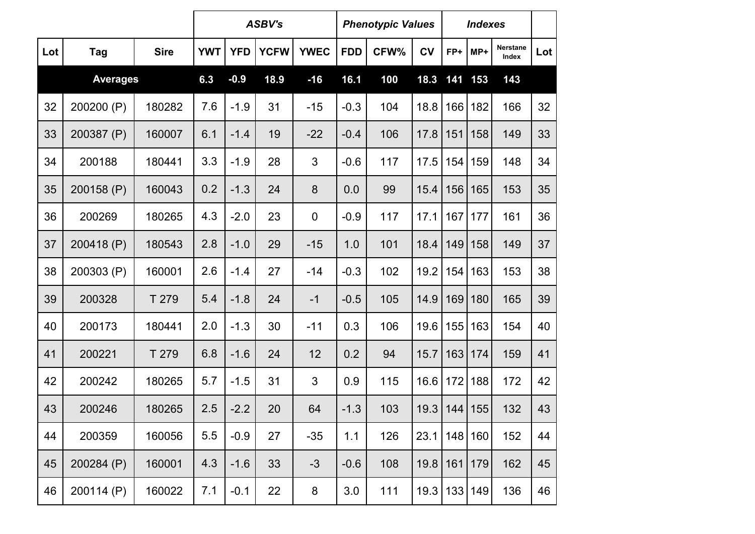| | | | *ASBV's* | | | | *Phenotypic Values* | | | *Indexes* | | | |
|---|---|---|---|---|---|---|---|---|---|---|---|---|---|
| **Lot** | **Tag** | **Sire** | **YWT** | **YFD** | **YCFW** | **YWEC** | **FDD** | **CFW%** | **CV** | **FP+** | **MP+** | **Nerstane Index** | **Lot** |
| **Averages** | | | **6.3** | **-0.9** | **18.9** | **-16** | **16.1** | **100** | **18.3** | **141** | **153** | **143** | |
| 32 | 200200 (P) | 180282 | 7.6 | -1.9 | 31 | -15 | -0.3 | 104 | 18.8 | 166 | 182 | 166 | 32 |
| 33 | 200387 (P) | 160007 | 6.1 | -1.4 | 19 | -22 | -0.4 | 106 | 17.8 | 151 | 158 | 149 | 33 |
| 34 | 200188 | 180441 | 3.3 | -1.9 | 28 | 3 | -0.6 | 117 | 17.5 | 154 | 159 | 148 | 34 |
| 35 | 200158 (P) | 160043 | 0.2 | -1.3 | 24 | 8 | 0.0 | 99 | 15.4 | 156 | 165 | 153 | 35 |
| 36 | 200269 | 180265 | 4.3 | -2.0 | 23 | 0 | -0.9 | 117 | 17.1 | 167 | 177 | 161 | 36 |
| 37 | 200418 (P) | 180543 | 2.8 | -1.0 | 29 | -15 | 1.0 | 101 | 18.4 | 149 | 158 | 149 | 37 |
| 38 | 200303 (P) | 160001 | 2.6 | -1.4 | 27 | -14 | -0.3 | 102 | 19.2 | 154 | 163 | 153 | 38 |
| 39 | 200328 | T 279 | 5.4 | -1.8 | 24 | -1 | -0.5 | 105 | 14.9 | 169 | 180 | 165 | 39 |
| 40 | 200173 | 180441 | 2.0 | -1.3 | 30 | -11 | 0.3 | 106 | 19.6 | 155 | 163 | 154 | 40 |
| 41 | 200221 | T 279 | 6.8 | -1.6 | 24 | 12 | 0.2 | 94 | 15.7 | 163 | 174 | 159 | 41 |
| 42 | 200242 | 180265 | 5.7 | -1.5 | 31 | 3 | 0.9 | 115 | 16.6 | 172 | 188 | 172 | 42 |
| 43 | 200246 | 180265 | 2.5 | -2.2 | 20 | 64 | -1.3 | 103 | 19.3 | 144 | 155 | 132 | 43 |
| 44 | 200359 | 160056 | 5.5 | -0.9 | 27 | -35 | 1.1 | 126 | 23.1 | 148 | 160 | 152 | 44 |
| 45 | 200284 (P) | 160001 | 4.3 | -1.6 | 33 | -3 | -0.6 | 108 | 19.8 | 161 | 179 | 162 | 45 |
| 46 | 200114 (P) | 160022 | 7.1 | -0.1 | 22 | 8 | 3.0 | 111 | 19.3 | 133 | 149 | 136 | 46 |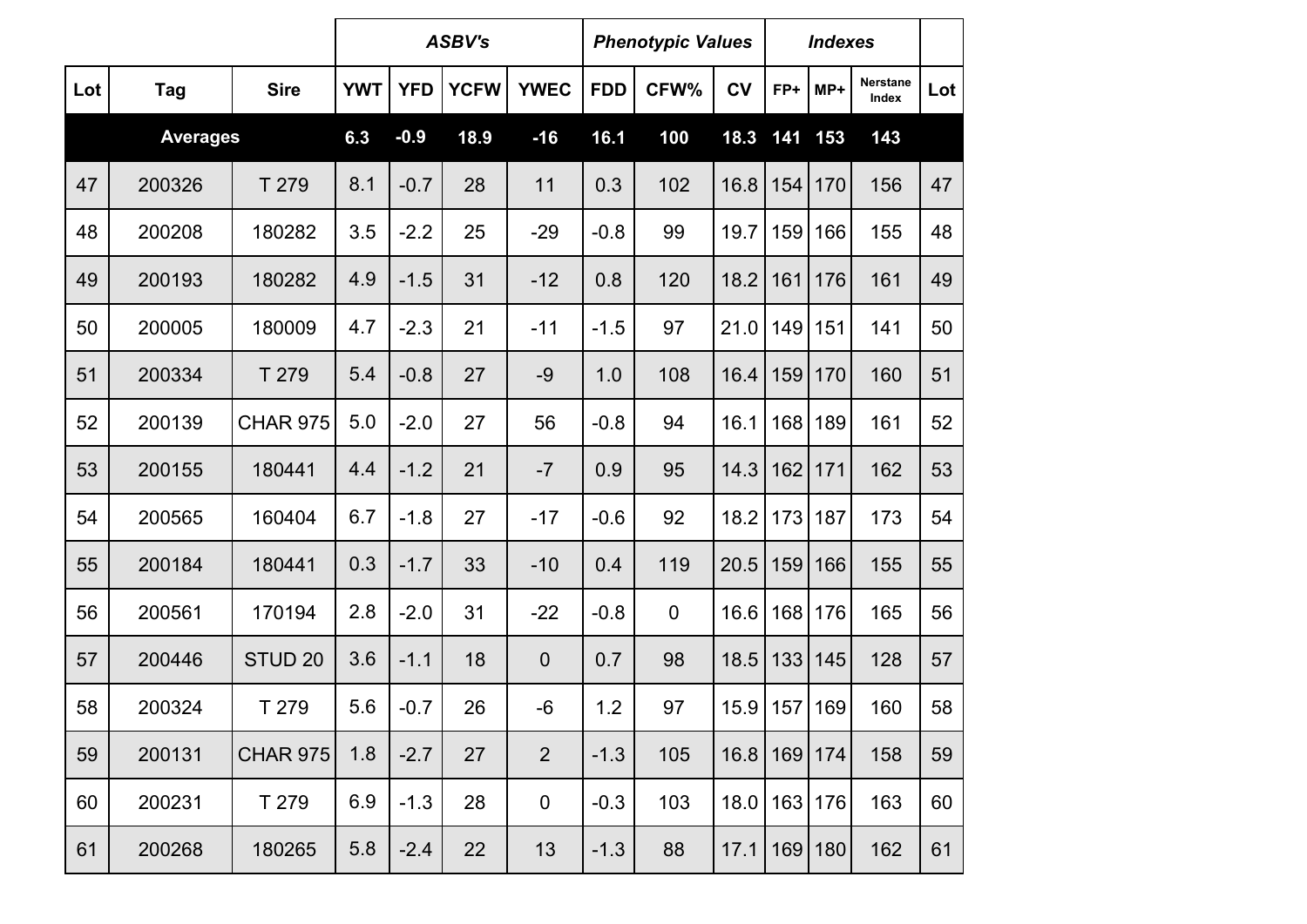| | | | ASBV's | | | | Phenotypic Values | | | Indexes | | | |
|---|---|---|---|---|---|---|---|---|---|---|---|---|---|
| Lot | Tag | Sire | YWT | YFD | YCFW | YWEC | FDD | CFW% | CV | FP+ | MP+ | Nerstane Index | Lot |
| **Averages** | | | **6.3** | **-0.9** | **18.9** | **-16** | **16.1** | **100** | **18.3** | **141** | **153** | **143** | |
| 47 | 200326 | T 279 | 8.1 | -0.7 | 28 | 11 | 0.3 | 102 | 16.8 | 154 | 170 | 156 | 47 |
| 48 | 200208 | 180282 | 3.5 | -2.2 | 25 | -29 | -0.8 | 99 | 19.7 | 159 | 166 | 155 | 48 |
| 49 | 200193 | 180282 | 4.9 | -1.5 | 31 | -12 | 0.8 | 120 | 18.2 | 161 | 176 | 161 | 49 |
| 50 | 200005 | 180009 | 4.7 | -2.3 | 21 | -11 | -1.5 | 97 | 21.0 | 149 | 151 | 141 | 50 |
| 51 | 200334 | T 279 | 5.4 | -0.8 | 27 | -9 | 1.0 | 108 | 16.4 | 159 | 170 | 160 | 51 |
| 52 | 200139 | CHAR 975 | 5.0 | -2.0 | 27 | 56 | -0.8 | 94 | 16.1 | 168 | 189 | 161 | 52 |
| 53 | 200155 | 180441 | 4.4 | -1.2 | 21 | -7 | 0.9 | 95 | 14.3 | 162 | 171 | 162 | 53 |
| 54 | 200565 | 160404 | 6.7 | -1.8 | 27 | -17 | -0.6 | 92 | 18.2 | 173 | 187 | 173 | 54 |
| 55 | 200184 | 180441 | 0.3 | -1.7 | 33 | -10 | 0.4 | 119 | 20.5 | 159 | 166 | 155 | 55 |
| 56 | 200561 | 170194 | 2.8 | -2.0 | 31 | -22 | -0.8 | 0 | 16.6 | 168 | 176 | 165 | 56 |
| 57 | 200446 | STUD 20 | 3.6 | -1.1 | 18 | 0 | 0.7 | 98 | 18.5 | 133 | 145 | 128 | 57 |
| 58 | 200324 | T 279 | 5.6 | -0.7 | 26 | -6 | 1.2 | 97 | 15.9 | 157 | 169 | 160 | 58 |
| 59 | 200131 | CHAR 975 | 1.8 | -2.7 | 27 | 2 | -1.3 | 105 | 16.8 | 169 | 174 | 158 | 59 |
| 60 | 200231 | T 279 | 6.9 | -1.3 | 28 | 0 | -0.3 | 103 | 18.0 | 163 | 176 | 163 | 60 |
| 61 | 200268 | 180265 | 5.8 | -2.4 | 22 | 13 | -1.3 | 88 | 17.1 | 169 | 180 | 162 | 61 |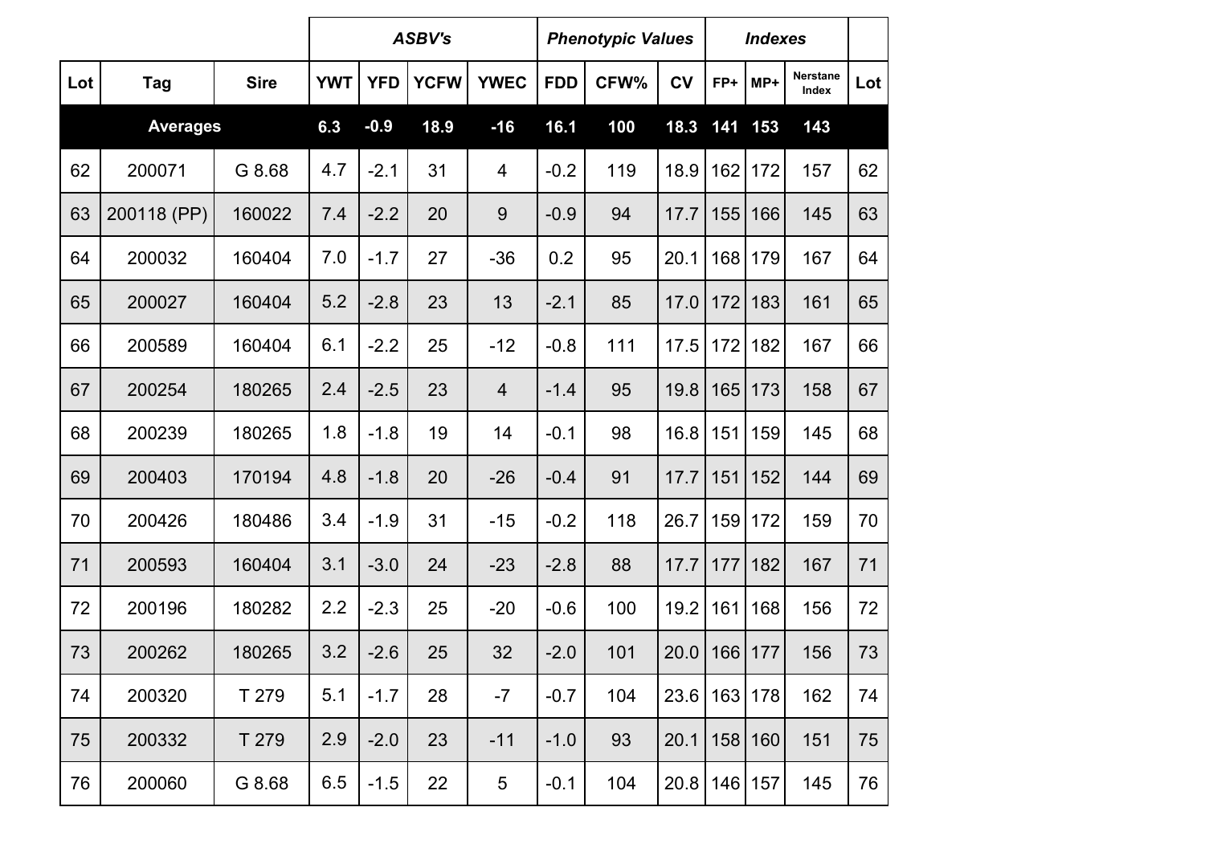| | | | ASBV's | | | | Phenotypic Values | | | Indexes | | | |
|---|---|---|---|---|---|---|---|---|---|---|---|---|---|
| Lot | Tag | Sire | YWT | YFD | YCFW | YWEC | FDD | CFW% | CV | FP+ | MP+ | Nerstane Index | Lot |
| **Averages** | | | **6.3** | **-0.9** | **18.9** | **-16** | **16.1** | **100** | **18.3** | **141** | **153** | **143** | |
| 62 | 200071 | G 8.68 | 4.7 | -2.1 | 31 | 4 | -0.2 | 119 | 18.9 | 162 | 172 | 157 | 62 |
| 63 | 200118 (PP) | 160022 | 7.4 | -2.2 | 20 | 9 | -0.9 | 94 | 17.7 | 155 | 166 | 145 | 63 |
| 64 | 200032 | 160404 | 7.0 | -1.7 | 27 | -36 | 0.2 | 95 | 20.1 | 168 | 179 | 167 | 64 |
| 65 | 200027 | 160404 | 5.2 | -2.8 | 23 | 13 | -2.1 | 85 | 17.0 | 172 | 183 | 161 | 65 |
| 66 | 200589 | 160404 | 6.1 | -2.2 | 25 | -12 | -0.8 | 111 | 17.5 | 172 | 182 | 167 | 66 |
| 67 | 200254 | 180265 | 2.4 | -2.5 | 23 | 4 | -1.4 | 95 | 19.8 | 165 | 173 | 158 | 67 |
| 68 | 200239 | 180265 | 1.8 | -1.8 | 19 | 14 | -0.1 | 98 | 16.8 | 151 | 159 | 145 | 68 |
| 69 | 200403 | 170194 | 4.8 | -1.8 | 20 | -26 | -0.4 | 91 | 17.7 | 151 | 152 | 144 | 69 |
| 70 | 200426 | 180486 | 3.4 | -1.9 | 31 | -15 | -0.2 | 118 | 26.7 | 159 | 172 | 159 | 70 |
| 71 | 200593 | 160404 | 3.1 | -3.0 | 24 | -23 | -2.8 | 88 | 17.7 | 177 | 182 | 167 | 71 |
| 72 | 200196 | 180282 | 2.2 | -2.3 | 25 | -20 | -0.6 | 100 | 19.2 | 161 | 168 | 156 | 72 |
| 73 | 200262 | 180265 | 3.2 | -2.6 | 25 | 32 | -2.0 | 101 | 20.0 | 166 | 177 | 156 | 73 |
| 74 | 200320 | T 279 | 5.1 | -1.7 | 28 | -7 | -0.7 | 104 | 23.6 | 163 | 178 | 162 | 74 |
| 75 | 200332 | T 279 | 2.9 | -2.0 | 23 | -11 | -1.0 | 93 | 20.1 | 158 | 160 | 151 | 75 |
| 76 | 200060 | G 8.68 | 6.5 | -1.5 | 22 | 5 | -0.1 | 104 | 20.8 | 146 | 157 | 145 | 76 |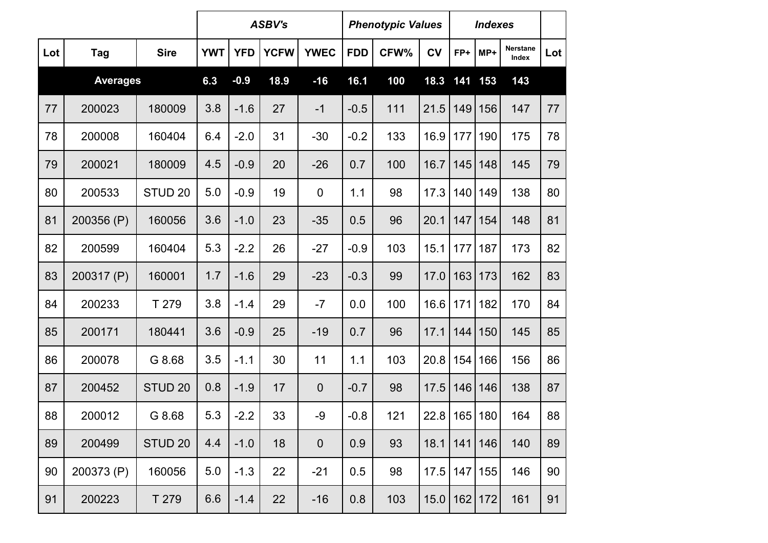| | | | ASBV's | | | | Phenotypic Values | | | Indexes | | | |
|---|---|---|---|---|---|---|---|---|---|---|---|---|---|
| Lot | Tag | Sire | YWT | YFD | YCFW | YWEC | FDD | CFW% | CV | FP+ | MP+ | Nerstane Index | Lot |
| **Averages** | | | **6.3** | **-0.9** | **18.9** | **-16** | **16.1** | **100** | **18.3** | **141** | **153** | **143** | |
| 77 | 200023 | 180009 | 3.8 | -1.6 | 27 | -1 | -0.5 | 111 | 21.5 | 149 | 156 | 147 | 77 |
| 78 | 200008 | 160404 | 6.4 | -2.0 | 31 | -30 | -0.2 | 133 | 16.9 | 177 | 190 | 175 | 78 |
| 79 | 200021 | 180009 | 4.5 | -0.9 | 20 | -26 | 0.7 | 100 | 16.7 | 145 | 148 | 145 | 79 |
| 80 | 200533 | STUD 20 | 5.0 | -0.9 | 19 | 0 | 1.1 | 98 | 17.3 | 140 | 149 | 138 | 80 |
| 81 | 200356 (P) | 160056 | 3.6 | -1.0 | 23 | -35 | 0.5 | 96 | 20.1 | 147 | 154 | 148 | 81 |
| 82 | 200599 | 160404 | 5.3 | -2.2 | 26 | -27 | -0.9 | 103 | 15.1 | 177 | 187 | 173 | 82 |
| 83 | 200317 (P) | 160001 | 1.7 | -1.6 | 29 | -23 | -0.3 | 99 | 17.0 | 163 | 173 | 162 | 83 |
| 84 | 200233 | T 279 | 3.8 | -1.4 | 29 | -7 | 0.0 | 100 | 16.6 | 171 | 182 | 170 | 84 |
| 85 | 200171 | 180441 | 3.6 | -0.9 | 25 | -19 | 0.7 | 96 | 17.1 | 144 | 150 | 145 | 85 |
| 86 | 200078 | G 8.68 | 3.5 | -1.1 | 30 | 11 | 1.1 | 103 | 20.8 | 154 | 166 | 156 | 86 |
| 87 | 200452 | STUD 20 | 0.8 | -1.9 | 17 | 0 | -0.7 | 98 | 17.5 | 146 | 146 | 138 | 87 |
| 88 | 200012 | G 8.68 | 5.3 | -2.2 | 33 | -9 | -0.8 | 121 | 22.8 | 165 | 180 | 164 | 88 |
| 89 | 200499 | STUD 20 | 4.4 | -1.0 | 18 | 0 | 0.9 | 93 | 18.1 | 141 | 146 | 140 | 89 |
| 90 | 200373 (P) | 160056 | 5.0 | -1.3 | 22 | -21 | 0.5 | 98 | 17.5 | 147 | 155 | 146 | 90 |
| 91 | 200223 | T 279 | 6.6 | -1.4 | 22 | -16 | 0.8 | 103 | 15.0 | 162 | 172 | 161 | 91 |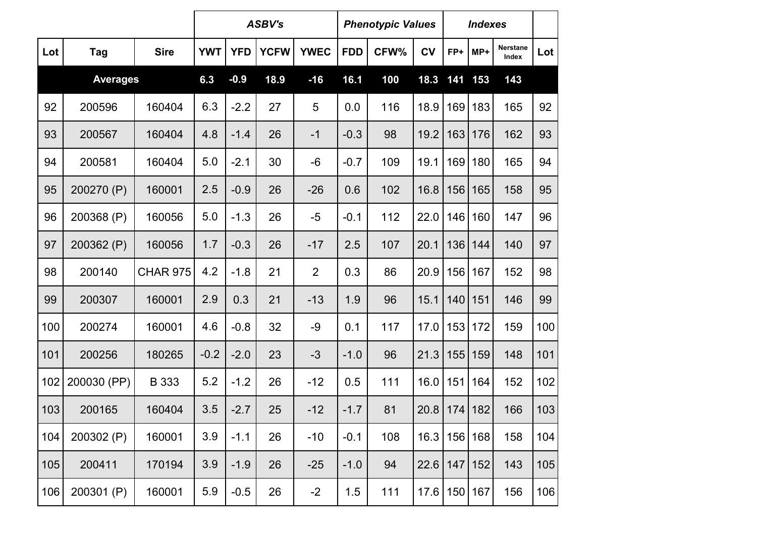| | | | *ASBV's* | | | | *Phenotypic Values* | | | *Indexes* | | | |
|---|---|---|---|---|---|---|---|---|---|---|---|---|---|
| **Lot** | **Tag** | **Sire** | **YWT** | **YFD** | **YCFW** | **YWEC** | **FDD** | **CFW%** | **CV** | **FP+** | **MP+** | **Nerstane Index** | **Lot** |
| **Averages** | | | **6.3** | **-0.9** | **18.9** | **-16** | **16.1** | **100** | **18.3** | **141** | **153** | **143** | |
| 92 | 200596 | 160404 | 6.3 | -2.2 | 27 | 5 | 0.0 | 116 | 18.9 | 169 | 183 | 165 | 92 |
| 93 | 200567 | 160404 | 4.8 | -1.4 | 26 | -1 | -0.3 | 98 | 19.2 | 163 | 176 | 162 | 93 |
| 94 | 200581 | 160404 | 5.0 | -2.1 | 30 | -6 | -0.7 | 109 | 19.1 | 169 | 180 | 165 | 94 |
| 95 | 200270 (P) | 160001 | 2.5 | -0.9 | 26 | -26 | 0.6 | 102 | 16.8 | 156 | 165 | 158 | 95 |
| 96 | 200368 (P) | 160056 | 5.0 | -1.3 | 26 | -5 | -0.1 | 112 | 22.0 | 146 | 160 | 147 | 96 |
| 97 | 200362 (P) | 160056 | 1.7 | -0.3 | 26 | -17 | 2.5 | 107 | 20.1 | 136 | 144 | 140 | 97 |
| 98 | 200140 | CHAR 975 | 4.2 | -1.8 | 21 | 2 | 0.3 | 86 | 20.9 | 156 | 167 | 152 | 98 |
| 99 | 200307 | 160001 | 2.9 | 0.3 | 21 | -13 | 1.9 | 96 | 15.1 | 140 | 151 | 146 | 99 |
| 100 | 200274 | 160001 | 4.6 | -0.8 | 32 | -9 | 0.1 | 117 | 17.0 | 153 | 172 | 159 | 100 |
| 101 | 200256 | 180265 | -0.2 | -2.0 | 23 | -3 | -1.0 | 96 | 21.3 | 155 | 159 | 148 | 101 |
| 102 | 200030 (PP) | B 333 | 5.2 | -1.2 | 26 | -12 | 0.5 | 111 | 16.0 | 151 | 164 | 152 | 102 |
| 103 | 200165 | 160404 | 3.5 | -2.7 | 25 | -12 | -1.7 | 81 | 20.8 | 174 | 182 | 166 | 103 |
| 104 | 200302 (P) | 160001 | 3.9 | -1.1 | 26 | -10 | -0.1 | 108 | 16.3 | 156 | 168 | 158 | 104 |
| 105 | 200411 | 170194 | 3.9 | -1.9 | 26 | -25 | -1.0 | 94 | 22.6 | 147 | 152 | 143 | 105 |
| 106 | 200301 (P) | 160001 | 5.9 | -0.5 | 26 | -2 | 1.5 | 111 | 17.6 | 150 | 167 | 156 | 106 |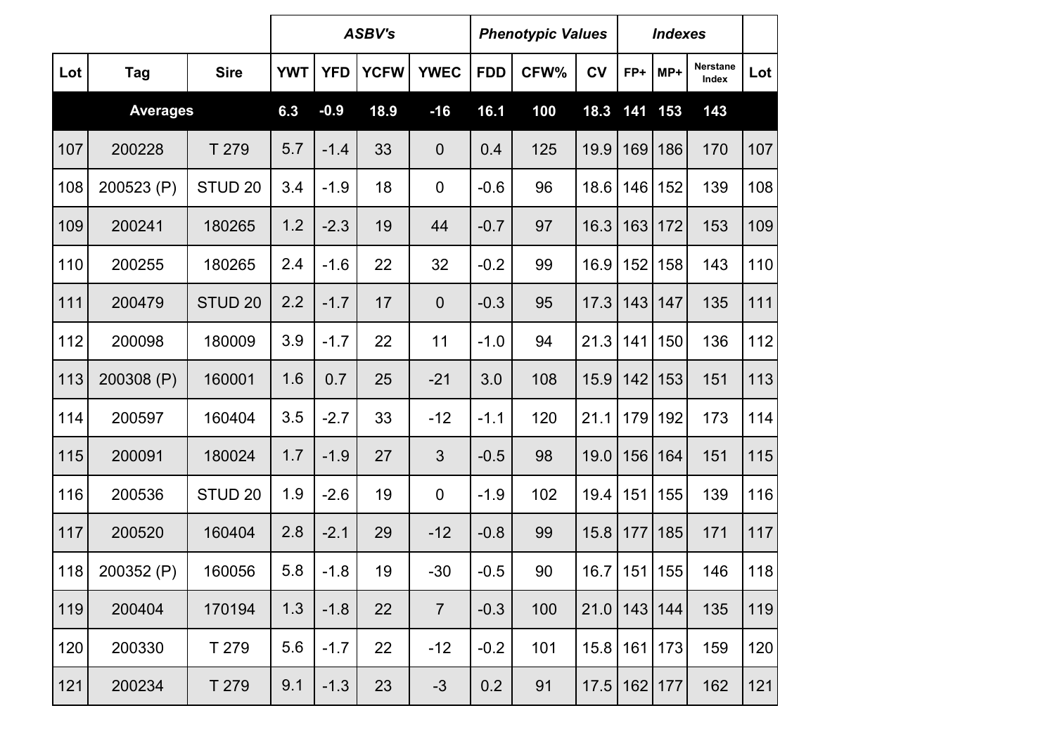| | | | ASBV's | | | | Phenotypic Values | | | Indexes | | | |
|---|---|---|---|---|---|---|---|---|---|---|---|---|---|
| Lot | Tag | Sire | YWT | YFD | YCFW | YWEC | FDD | CFW% | CV | FP+ | MP+ | Nerstane Index | Lot |
| **Averages** | | | **6.3** | **-0.9** | **18.9** | **-16** | **16.1** | **100** | **18.3** | **141** | **153** | **143** | |
| 107 | 200228 | T 279 | 5.7 | -1.4 | 33 | 0 | 0.4 | 125 | 19.9 | 169 | 186 | 170 | 107 |
| 108 | 200523 (P) | STUD 20 | 3.4 | -1.9 | 18 | 0 | -0.6 | 96 | 18.6 | 146 | 152 | 139 | 108 |
| 109 | 200241 | 180265 | 1.2 | -2.3 | 19 | 44 | -0.7 | 97 | 16.3 | 163 | 172 | 153 | 109 |
| 110 | 200255 | 180265 | 2.4 | -1.6 | 22 | 32 | -0.2 | 99 | 16.9 | 152 | 158 | 143 | 110 |
| 111 | 200479 | STUD 20 | 2.2 | -1.7 | 17 | 0 | -0.3 | 95 | 17.3 | 143 | 147 | 135 | 111 |
| 112 | 200098 | 180009 | 3.9 | -1.7 | 22 | 11 | -1.0 | 94 | 21.3 | 141 | 150 | 136 | 112 |
| 113 | 200308 (P) | 160001 | 1.6 | 0.7 | 25 | -21 | 3.0 | 108 | 15.9 | 142 | 153 | 151 | 113 |
| 114 | 200597 | 160404 | 3.5 | -2.7 | 33 | -12 | -1.1 | 120 | 21.1 | 179 | 192 | 173 | 114 |
| 115 | 200091 | 180024 | 1.7 | -1.9 | 27 | 3 | -0.5 | 98 | 19.0 | 156 | 164 | 151 | 115 |
| 116 | 200536 | STUD 20 | 1.9 | -2.6 | 19 | 0 | -1.9 | 102 | 19.4 | 151 | 155 | 139 | 116 |
| 117 | 200520 | 160404 | 2.8 | -2.1 | 29 | -12 | -0.8 | 99 | 15.8 | 177 | 185 | 171 | 117 |
| 118 | 200352 (P) | 160056 | 5.8 | -1.8 | 19 | -30 | -0.5 | 90 | 16.7 | 151 | 155 | 146 | 118 |
| 119 | 200404 | 170194 | 1.3 | -1.8 | 22 | 7 | -0.3 | 100 | 21.0 | 143 | 144 | 135 | 119 |
| 120 | 200330 | T 279 | 5.6 | -1.7 | 22 | -12 | -0.2 | 101 | 15.8 | 161 | 173 | 159 | 120 |
| 121 | 200234 | T 279 | 9.1 | -1.3 | 23 | -3 | 0.2 | 91 | 17.5 | 162 | 177 | 162 | 121 |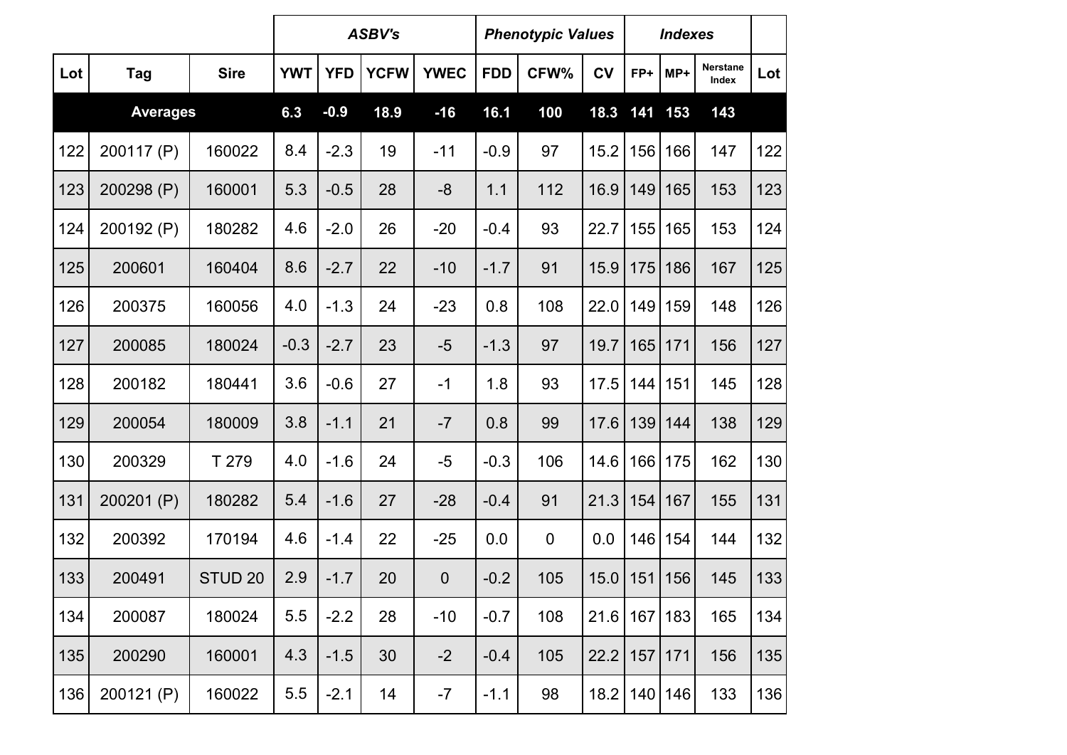| | | | ASBV's | | | | Phenotypic Values | | | Indexes | | | |
|---|---|---|---|---|---|---|---|---|---|---|---|---|---|
| Lot | Tag | Sire | YWT | YFD | YCFW | YWEC | FDD | CFW% | CV | FP+ | MP+ | Nerstane Index | Lot |
| **Averages** | | | **6.3** | **-0.9** | **18.9** | **-16** | **16.1** | **100** | **18.3** | **141** | **153** | **143** | |
| 122 | 200117 (P) | 160022 | 8.4 | -2.3 | 19 | -11 | -0.9 | 97 | 15.2 | 156 | 166 | 147 | 122 |
| 123 | 200298 (P) | 160001 | 5.3 | -0.5 | 28 | -8 | 1.1 | 112 | 16.9 | 149 | 165 | 153 | 123 |
| 124 | 200192 (P) | 180282 | 4.6 | -2.0 | 26 | -20 | -0.4 | 93 | 22.7 | 155 | 165 | 153 | 124 |
| 125 | 200601 | 160404 | 8.6 | -2.7 | 22 | -10 | -1.7 | 91 | 15.9 | 175 | 186 | 167 | 125 |
| 126 | 200375 | 160056 | 4.0 | -1.3 | 24 | -23 | 0.8 | 108 | 22.0 | 149 | 159 | 148 | 126 |
| 127 | 200085 | 180024 | -0.3 | -2.7 | 23 | -5 | -1.3 | 97 | 19.7 | 165 | 171 | 156 | 127 |
| 128 | 200182 | 180441 | 3.6 | -0.6 | 27 | -1 | 1.8 | 93 | 17.5 | 144 | 151 | 145 | 128 |
| 129 | 200054 | 180009 | 3.8 | -1.1 | 21 | -7 | 0.8 | 99 | 17.6 | 139 | 144 | 138 | 129 |
| 130 | 200329 | T 279 | 4.0 | -1.6 | 24 | -5 | -0.3 | 106 | 14.6 | 166 | 175 | 162 | 130 |
| 131 | 200201 (P) | 180282 | 5.4 | -1.6 | 27 | -28 | -0.4 | 91 | 21.3 | 154 | 167 | 155 | 131 |
| 132 | 200392 | 170194 | 4.6 | -1.4 | 22 | -25 | 0.0 | 0 | 0.0 | 146 | 154 | 144 | 132 |
| 133 | 200491 | STUD 20 | 2.9 | -1.7 | 20 | 0 | -0.2 | 105 | 15.0 | 151 | 156 | 145 | 133 |
| 134 | 200087 | 180024 | 5.5 | -2.2 | 28 | -10 | -0.7 | 108 | 21.6 | 167 | 183 | 165 | 134 |
| 135 | 200290 | 160001 | 4.3 | -1.5 | 30 | -2 | -0.4 | 105 | 22.2 | 157 | 171 | 156 | 135 |
| 136 | 200121 (P) | 160022 | 5.5 | -2.1 | 14 | -7 | -1.1 | 98 | 18.2 | 140 | 146 | 133 | 136 |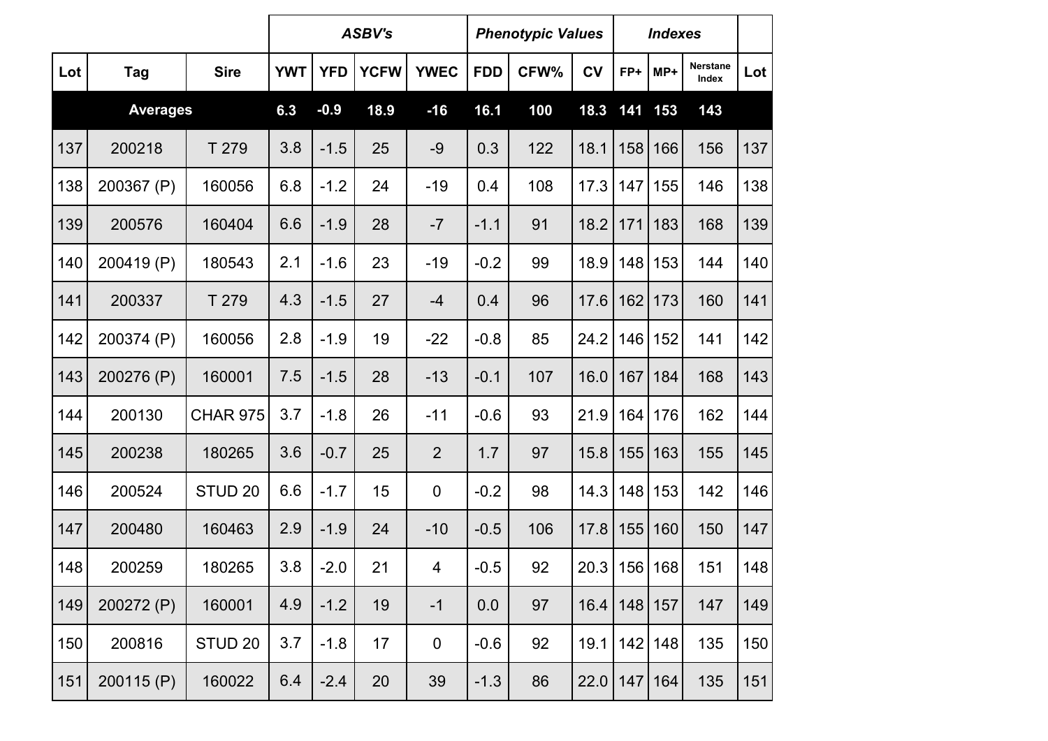| | | | ASBV's | | | | Phenotypic Values | | | Indexes | | | |
|---|---|---|---|---|---|---|---|---|---|---|---|---|---|
| Lot | Tag | Sire | YWT | YFD | YCFW | YWEC | FDD | CFW% | CV | FP+ | MP+ | Nerstane Index | Lot |
| **Averages** | | | **6.3** | **-0.9** | **18.9** | **-16** | **16.1** | **100** | **18.3** | **141** | **153** | **143** | |
| 137 | 200218 | T 279 | 3.8 | -1.5 | 25 | -9 | 0.3 | 122 | 18.1 | 158 | 166 | 156 | 137 |
| 138 | 200367 (P) | 160056 | 6.8 | -1.2 | 24 | -19 | 0.4 | 108 | 17.3 | 147 | 155 | 146 | 138 |
| 139 | 200576 | 160404 | 6.6 | -1.9 | 28 | -7 | -1.1 | 91 | 18.2 | 171 | 183 | 168 | 139 |
| 140 | 200419 (P) | 180543 | 2.1 | -1.6 | 23 | -19 | -0.2 | 99 | 18.9 | 148 | 153 | 144 | 140 |
| 141 | 200337 | T 279 | 4.3 | -1.5 | 27 | -4 | 0.4 | 96 | 17.6 | 162 | 173 | 160 | 141 |
| 142 | 200374 (P) | 160056 | 2.8 | -1.9 | 19 | -22 | -0.8 | 85 | 24.2 | 146 | 152 | 141 | 142 |
| 143 | 200276 (P) | 160001 | 7.5 | -1.5 | 28 | -13 | -0.1 | 107 | 16.0 | 167 | 184 | 168 | 143 |
| 144 | 200130 | CHAR 975 | 3.7 | -1.8 | 26 | -11 | -0.6 | 93 | 21.9 | 164 | 176 | 162 | 144 |
| 145 | 200238 | 180265 | 3.6 | -0.7 | 25 | 2 | 1.7 | 97 | 15.8 | 155 | 163 | 155 | 145 |
| 146 | 200524 | STUD 20 | 6.6 | -1.7 | 15 | 0 | -0.2 | 98 | 14.3 | 148 | 153 | 142 | 146 |
| 147 | 200480 | 160463 | 2.9 | -1.9 | 24 | -10 | -0.5 | 106 | 17.8 | 155 | 160 | 150 | 147 |
| 148 | 200259 | 180265 | 3.8 | -2.0 | 21 | 4 | -0.5 | 92 | 20.3 | 156 | 168 | 151 | 148 |
| 149 | 200272 (P) | 160001 | 4.9 | -1.2 | 19 | -1 | 0.0 | 97 | 16.4 | 148 | 157 | 147 | 149 |
| 150 | 200816 | STUD 20 | 3.7 | -1.8 | 17 | 0 | -0.6 | 92 | 19.1 | 142 | 148 | 135 | 150 |
| 151 | 200115 (P) | 160022 | 6.4 | -2.4 | 20 | 39 | -1.3 | 86 | 22.0 | 147 | 164 | 135 | 151 |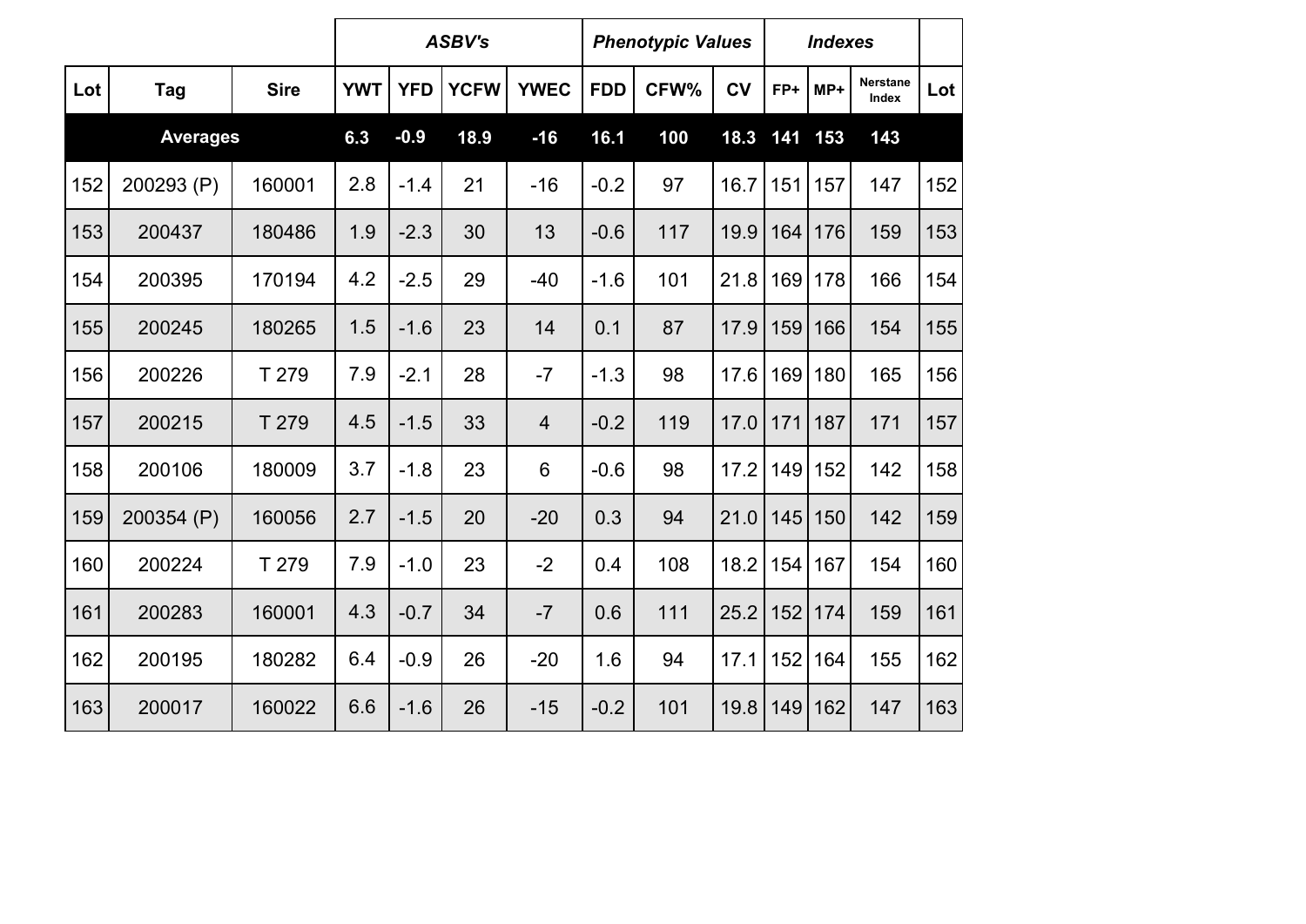| | | | ASBV's | | | | Phenotypic Values | | | Indexes | | | |
|---|---|---|---|---|---|---|---|---|---|---|---|---|---|
| Lot | Tag | Sire | YWT | YFD | YCFW | YWEC | FDD | CFW% | CV | FP+ | MP+ | Nerstane Index | Lot |
| **Averages** | | | **6.3** | **-0.9** | **18.9** | **-16** | **16.1** | **100** | **18.3** | **141** | **153** | **143** | |
| 152 | 200293 (P) | 160001 | 2.8 | -1.4 | 21 | -16 | -0.2 | 97 | 16.7 | 151 | 157 | 147 | 152 |
| 153 | 200437 | 180486 | 1.9 | -2.3 | 30 | 13 | -0.6 | 117 | 19.9 | 164 | 176 | 159 | 153 |
| 154 | 200395 | 170194 | 4.2 | -2.5 | 29 | -40 | -1.6 | 101 | 21.8 | 169 | 178 | 166 | 154 |
| 155 | 200245 | 180265 | 1.5 | -1.6 | 23 | 14 | 0.1 | 87 | 17.9 | 159 | 166 | 154 | 155 |
| 156 | 200226 | T 279 | 7.9 | -2.1 | 28 | -7 | -1.3 | 98 | 17.6 | 169 | 180 | 165 | 156 |
| 157 | 200215 | T 279 | 4.5 | -1.5 | 33 | 4 | -0.2 | 119 | 17.0 | 171 | 187 | 171 | 157 |
| 158 | 200106 | 180009 | 3.7 | -1.8 | 23 | 6 | -0.6 | 98 | 17.2 | 149 | 152 | 142 | 158 |
| 159 | 200354 (P) | 160056 | 2.7 | -1.5 | 20 | -20 | 0.3 | 94 | 21.0 | 145 | 150 | 142 | 159 |
| 160 | 200224 | T 279 | 7.9 | -1.0 | 23 | -2 | 0.4 | 108 | 18.2 | 154 | 167 | 154 | 160 |
| 161 | 200283 | 160001 | 4.3 | -0.7 | 34 | -7 | 0.6 | 111 | 25.2 | 152 | 174 | 159 | 161 |
| 162 | 200195 | 180282 | 6.4 | -0.9 | 26 | -20 | 1.6 | 94 | 17.1 | 152 | 164 | 155 | 162 |
| 163 | 200017 | 160022 | 6.6 | -1.6 | 26 | -15 | -0.2 | 101 | 19.8 | 149 | 162 | 147 | 163 |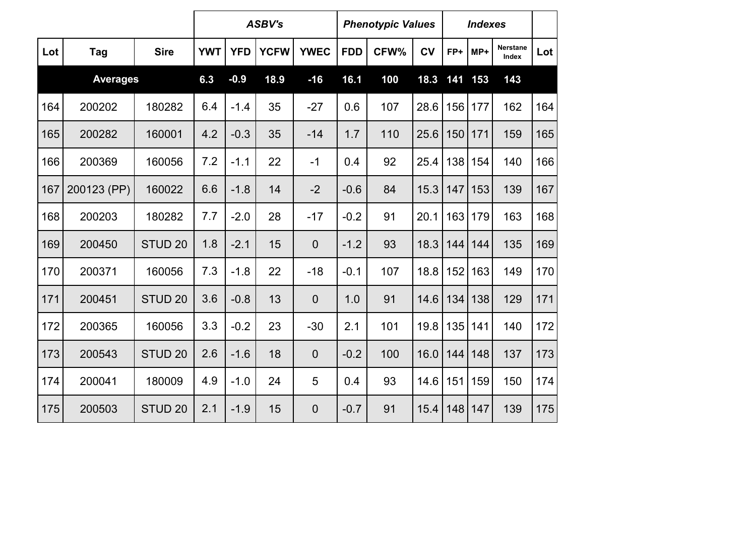| | | | ASBV's | | | | Phenotypic Values | | | Indexes | | | |
|---|---|---|---|---|---|---|---|---|---|---|---|---|---|
| **Lot** | **Tag** | **Sire** | **YWT** | **YFD** | **YCFW** | **YWEC** | **FDD** | **CFW%** | **CV** | **FP+** | **MP+** | **Nerstane Index** | **Lot** |
| **Averages** | | | **6.3** | **-0.9** | **18.9** | **-16** | **16.1** | **100** | **18.3** | **141** | **153** | **143** | |
| 164 | 200202 | 180282 | 6.4 | -1.4 | 35 | -27 | 0.6 | 107 | 28.6 | 156 | 177 | 162 | 164 |
| 165 | 200282 | 160001 | 4.2 | -0.3 | 35 | -14 | 1.7 | 110 | 25.6 | 150 | 171 | 159 | 165 |
| 166 | 200369 | 160056 | 7.2 | -1.1 | 22 | -1 | 0.4 | 92 | 25.4 | 138 | 154 | 140 | 166 |
| 167 | 200123 (PP) | 160022 | 6.6 | -1.8 | 14 | -2 | -0.6 | 84 | 15.3 | 147 | 153 | 139 | 167 |
| 168 | 200203 | 180282 | 7.7 | -2.0 | 28 | -17 | -0.2 | 91 | 20.1 | 163 | 179 | 163 | 168 |
| 169 | 200450 | STUD 20 | 1.8 | -2.1 | 15 | 0 | -1.2 | 93 | 18.3 | 144 | 144 | 135 | 169 |
| 170 | 200371 | 160056 | 7.3 | -1.8 | 22 | -18 | -0.1 | 107 | 18.8 | 152 | 163 | 149 | 170 |
| 171 | 200451 | STUD 20 | 3.6 | -0.8 | 13 | 0 | 1.0 | 91 | 14.6 | 134 | 138 | 129 | 171 |
| 172 | 200365 | 160056 | 3.3 | -0.2 | 23 | -30 | 2.1 | 101 | 19.8 | 135 | 141 | 140 | 172 |
| 173 | 200543 | STUD 20 | 2.6 | -1.6 | 18 | 0 | -0.2 | 100 | 16.0 | 144 | 148 | 137 | 173 |
| 174 | 200041 | 180009 | 4.9 | -1.0 | 24 | 5 | 0.4 | 93 | 14.6 | 151 | 159 | 150 | 174 |
| 175 | 200503 | STUD 20 | 2.1 | -1.9 | 15 | 0 | -0.7 | 91 | 15.4 | 148 | 147 | 139 | 175 |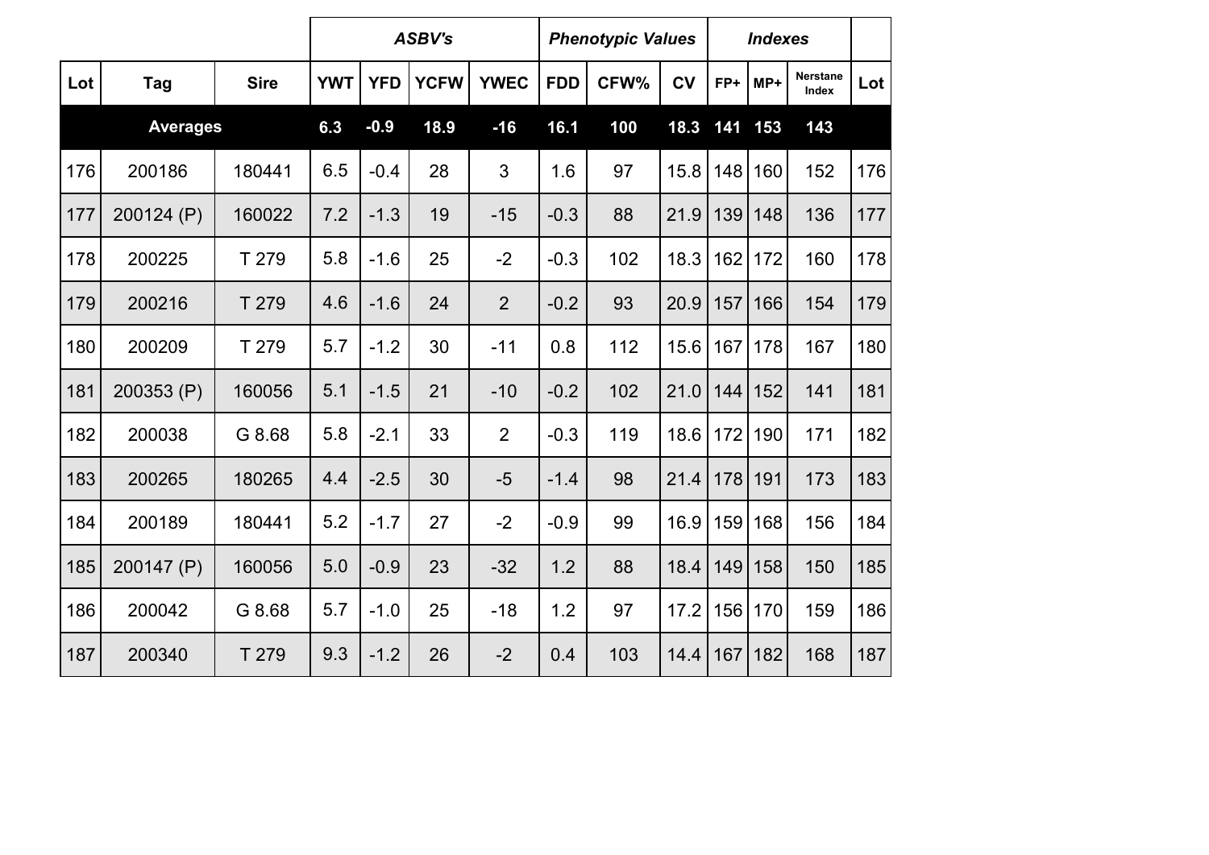| | | | *ASBV's* | | | | *Phenotypic Values* | | | *Indexes* | | | |
|---|---|---|---|---|---|---|---|---|---|---|---|---|---|
| **Lot** | **Tag** | **Sire** | **YWT** | **YFD** | **YCFW** | **YWEC** | **FDD** | **CFW%** | **CV** | **FP+** | **MP+** | **Nerstane Index** | **Lot** |
| **Averages** | | | **6.3** | **-0.9** | **18.9** | **-16** | **16.1** | **100** | **18.3** | **141** | **153** | **143** | |
| 176 | 200186 | 180441 | 6.5 | -0.4 | 28 | 3 | 1.6 | 97 | 15.8 | 148 | 160 | 152 | 176 |
| 177 | 200124 (P) | 160022 | 7.2 | -1.3 | 19 | -15 | -0.3 | 88 | 21.9 | 139 | 148 | 136 | 177 |
| 178 | 200225 | T 279 | 5.8 | -1.6 | 25 | -2 | -0.3 | 102 | 18.3 | 162 | 172 | 160 | 178 |
| 179 | 200216 | T 279 | 4.6 | -1.6 | 24 | 2 | -0.2 | 93 | 20.9 | 157 | 166 | 154 | 179 |
| 180 | 200209 | T 279 | 5.7 | -1.2 | 30 | -11 | 0.8 | 112 | 15.6 | 167 | 178 | 167 | 180 |
| 181 | 200353 (P) | 160056 | 5.1 | -1.5 | 21 | -10 | -0.2 | 102 | 21.0 | 144 | 152 | 141 | 181 |
| 182 | 200038 | G 8.68 | 5.8 | -2.1 | 33 | 2 | -0.3 | 119 | 18.6 | 172 | 190 | 171 | 182 |
| 183 | 200265 | 180265 | 4.4 | -2.5 | 30 | -5 | -1.4 | 98 | 21.4 | 178 | 191 | 173 | 183 |
| 184 | 200189 | 180441 | 5.2 | -1.7 | 27 | -2 | -0.9 | 99 | 16.9 | 159 | 168 | 156 | 184 |
| 185 | 200147 (P) | 160056 | 5.0 | -0.9 | 23 | -32 | 1.2 | 88 | 18.4 | 149 | 158 | 150 | 185 |
| 186 | 200042 | G 8.68 | 5.7 | -1.0 | 25 | -18 | 1.2 | 97 | 17.2 | 156 | 170 | 159 | 186 |
| 187 | 200340 | T 279 | 9.3 | -1.2 | 26 | -2 | 0.4 | 103 | 14.4 | 167 | 182 | 168 | 187 |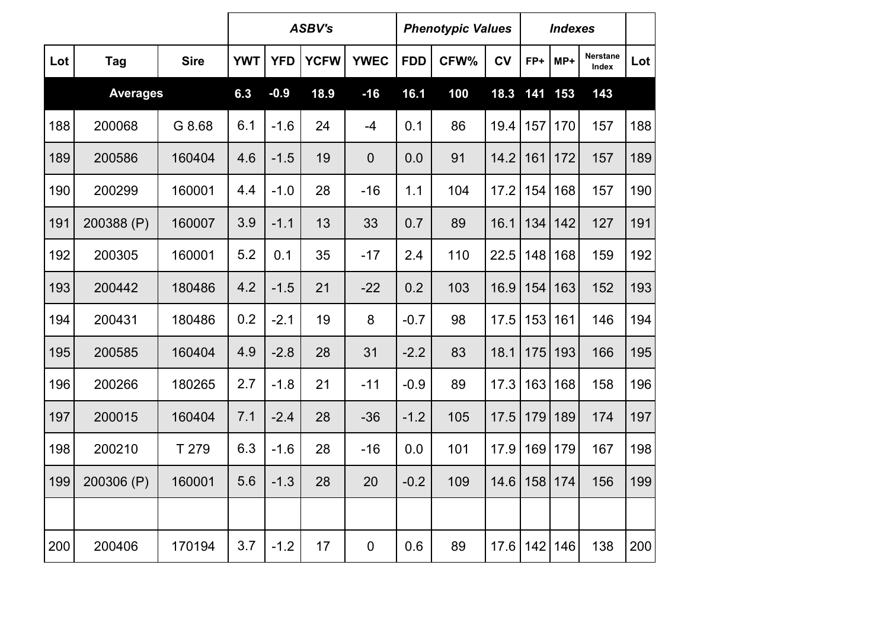| | | | ASBV's | | | | Phenotypic Values | | | Indexes | | | |
|---|---|---|---|---|---|---|---|---|---|---|---|---|---|
| Lot | Tag | Sire | YWT | YFD | YCFW | YWEC | FDD | CFW% | CV | FP+ | MP+ | Nerstane Index | Lot |
| **Averages** | | | **6.3** | **-0.9** | **18.9** | **-16** | **16.1** | **100** | **18.3** | **141** | **153** | **143** | |
| 188 | 200068 | G 8.68 | 6.1 | -1.6 | 24 | -4 | 0.1 | 86 | 19.4 | 157 | 170 | 157 | 188 |
| 189 | 200586 | 160404 | 4.6 | -1.5 | 19 | 0 | 0.0 | 91 | 14.2 | 161 | 172 | 157 | 189 |
| 190 | 200299 | 160001 | 4.4 | -1.0 | 28 | -16 | 1.1 | 104 | 17.2 | 154 | 168 | 157 | 190 |
| 191 | 200388 (P) | 160007 | 3.9 | -1.1 | 13 | 33 | 0.7 | 89 | 16.1 | 134 | 142 | 127 | 191 |
| 192 | 200305 | 160001 | 5.2 | 0.1 | 35 | -17 | 2.4 | 110 | 22.5 | 148 | 168 | 159 | 192 |
| 193 | 200442 | 180486 | 4.2 | -1.5 | 21 | -22 | 0.2 | 103 | 16.9 | 154 | 163 | 152 | 193 |
| 194 | 200431 | 180486 | 0.2 | -2.1 | 19 | 8 | -0.7 | 98 | 17.5 | 153 | 161 | 146 | 194 |
| 195 | 200585 | 160404 | 4.9 | -2.8 | 28 | 31 | -2.2 | 83 | 18.1 | 175 | 193 | 166 | 195 |
| 196 | 200266 | 180265 | 2.7 | -1.8 | 21 | -11 | -0.9 | 89 | 17.3 | 163 | 168 | 158 | 196 |
| 197 | 200015 | 160404 | 7.1 | -2.4 | 28 | -36 | -1.2 | 105 | 17.5 | 179 | 189 | 174 | 197 |
| 198 | 200210 | T 279 | 6.3 | -1.6 | 28 | -16 | 0.0 | 101 | 17.9 | 169 | 179 | 167 | 198 |
| 199 | 200306 (P) | 160001 | 5.6 | -1.3 | 28 | 20 | -0.2 | 109 | 14.6 | 158 | 174 | 156 | 199 |
| | | | | | | | | | | | | | |
| 200 | 200406 | 170194 | 3.7 | -1.2 | 17 | 0 | 0.6 | 89 | 17.6 | 142 | 146 | 138 | 200 |